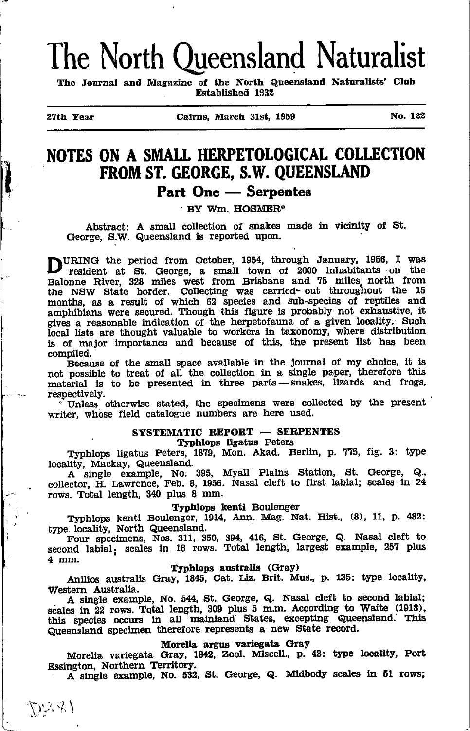# The North Queensland Naturalist

**The Journal and Magazine of the North Queensland Naturalists' Club**
**Established 1932**

27th Year — Cairns, March 31st, 1959 — No. 122

## NOTES ON A SMALL HERPETOLOGICAL COLLECTION FROM ST. GEORGE, S.W. QUEENSLAND

### Part One — Serpentes

BY Wm. HOSMER*

Abstract: A small collection of snakes made in vicinity of St. George, S.W. Queensland is reported upon.

DURING the period from October, 1954, through January, 1956, I was resident at St. George, a small town of 2000 inhabitants on the Balonne River, 328 miles west from Brisbane and 75 miles north from the NSW State border. Collecting was carried out throughout the 15 months, as a result of which 62 species and sub-species of reptiles and amphibians were secured. Though this figure is probably not exhaustive, it gives a reasonable indication of the herpetofauna of a given locality. Such local lists are thought valuable to workers in taxonomy, where distribution is of major importance and because of this, the present list has been compiled.

Because of the small space available in the journal of my choice, it is not possible to treat of all the collection in a single paper, therefore this material is to be presented in three parts — snakes, lizards and frogs, respectively.

Unless otherwise stated, the specimens were collected by the present writer, whose field catalogue numbers are here used.

#### SYSTEMATIC REPORT — SERPENTES

**Typhlops ligatus Peters**

Typhlops ligatus Peters, 1879, Mon. Akad. Berlin, p. 775, fig. 3: type locality, Mackay, Queensland.

A single example, No. 395, Myall Plains Station, St. George, Q., collector, H. Lawrence, Feb. 8, 1956. Nasal cleft to first labial; scales in 24 rows. Total length, 340 plus 8 mm.

**Typhlops kenti Boulenger**

Typhlops kenti Boulenger, 1914, Ann. Mag. Nat. Hist., (8), 11, p. 482: type locality, North Queensland.

Four specimens, Nos. 311, 350, 394, 416, St. George, Q. Nasal cleft to second labial; scales in 18 rows. Total length, largest example, 257 plus 4 mm.

**Typhlops australis (Gray)**

Anilios australis Gray, 1845, Cat. Liz. Brit. Mus., p. 135: type locality, Western Australia.

A single example, No. 544, St. George, Q. Nasal cleft to second labial; scales in 22 rows. Total length, 309 plus 5 m.m. According to Waite (1918), this species occurs in all mainland States, excepting Queensland. This Queensland specimen therefore represents a new State record.

**Morelia argus variegata Gray**

Morelia variegata Gray, 1842, Zool. Miscell., p. 43: type locality, Port Essington, Northern Territory.

A single example, No. 532, St. George, Q. Midbody scales in 51 rows;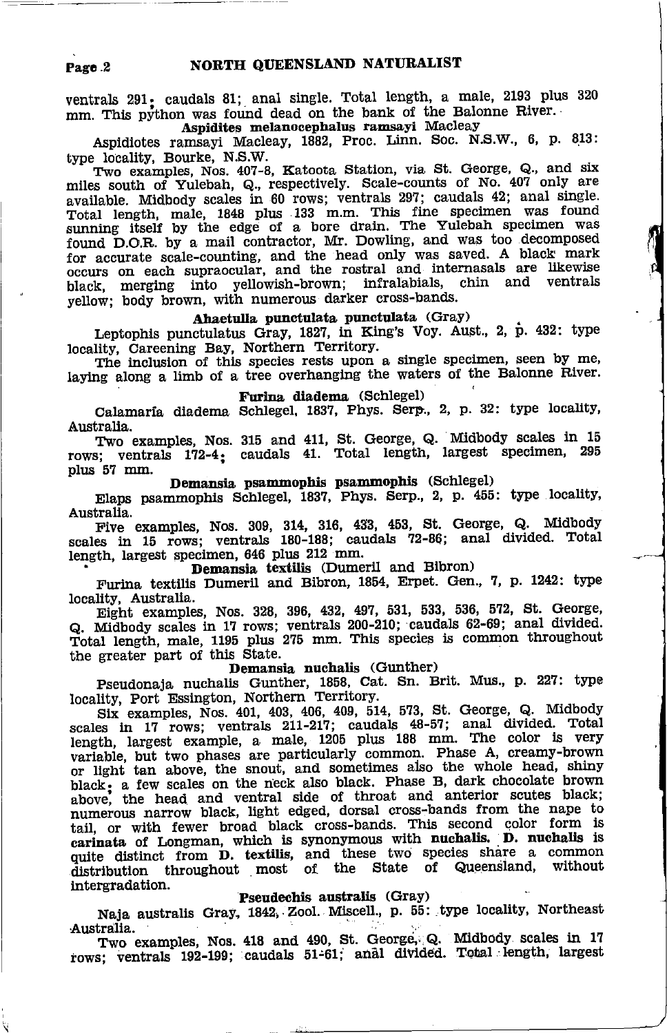ventrals 291; caudals 81; anal single. Total length, a male, 2193 plus 320 mm. This python was found dead on the bank of the Balonne River.

### Aspidites melanocephalus ramsayi Macleay

Aspidiotes ramsayi Macleay, 1882, Proc. Linn. Soc. N.S.W., 6, p. 813: type locality, Bourke, N.S.W.

Two examples, Nos. 407-8, Katoota Station, via St. George, Q., and six miles south of Yulebah, Q., respectively. Scale-counts of No. 407 only are available. Midbody scales in 60 rows; ventrals 297; caudals 42; anal single. Total length, male, 1848 plus 133 m.m. This fine specimen was found sunning itself by the edge of a bore drain. The Yulebah specimen was found D.O.R. by a mail contractor, Mr. Dowling, and was too decomposed for accurate scale-counting, and the head only was saved. A black mark occurs on each supraocular, and the rostral and internasals are likewise black, merging into yellowish-brown; infralabials, chin and ventrals yellow; body brown, with numerous darker cross-bands.

### Ahaetulla punctulata punctulata (Gray)

Leptophis punctulatus Gray, 1827, in King's Voy. Aust., 2, p. 432: type locality, Careening Bay, Northern Territory.

The inclusion of this species rests upon a single specimen, seen by me, laying along a limb of a tree overhanging the waters of the Balonne River.

### Furina diadema (Schlegel)

Calamaria diadema Schlegel, 1837, Phys. Serp., 2, p. 32: type locality, Australia.

Two examples, Nos. 315 and 411, St. George, Q. Midbody scales in 15 rows; ventrals 172-4; caudals 41. Total length, largest specimen, 295 plus 57 mm.

### Demansia psammophis psammophis (Schlegel)

Elaps psammophis Schlegel, 1837, Phys. Serp., 2, p. 455: type locality, Australia.

Five examples, Nos. 309, 314, 316, 433, 453, St. George, Q. Midbody scales in 15 rows; ventrals 180-188; caudals 72-86; anal divided. Total length, largest specimen, 646 plus 212 mm.

### Demansia textilis (Dumeril and Bibron)

Furina textilis Dumeril and Bibron, 1854, Erpet. Gen., 7, p. 1242: type locality, Australia.

Eight examples, Nos. 328, 396, 432, 497, 531, 533, 536, 572, St. George, Q. Midbody scales in 17 rows; ventrals 200-210; caudals 62-69; anal divided. Total length, male, 1195 plus 275 mm. This species is common throughout the greater part of this State.

### Demansia nuchalis (Gunther)

Pseudonaja nuchalis Gunther, 1858, Cat. Sn. Brit. Mus., p. 227: type locality, Port Essington, Northern Territory.

Six examples, Nos. 401, 403, 406, 409, 514, 573, St. George, Q. Midbody scales in 17 rows; ventrals 211-217; caudals 48-57; anal divided. Total length, largest example, a male, 1205 plus 188 mm. The color is very variable, but two phases are particularly common. Phase A, creamy-brown or light tan above, the snout, and sometimes also the whole head, shiny black; a few scales on the neck also black. Phase B, dark chocolate brown above, the head and ventral side of throat and anterior scutes black; numerous narrow black, light edged, dorsal cross-bands from the nape to tail, or with fewer broad black cross-bands. This second color form is **carinata** of Longman, which is synonymous with **nuchalis**. **D. nuchalis** is quite distinct from **D. textilis**, and these two species share a common distribution throughout most of the State of Queensland, without intergradation.

### Pseudechis australis (Gray)

Naja australis Gray, 1842, Zool. Miscell., p. 55: type locality, Northeast Australia.

Two examples, Nos. 418 and 490, St. George, Q. Midbody scales in 17 rows; ventrals 192-199; caudals 51-61; anal divided. Total length, largest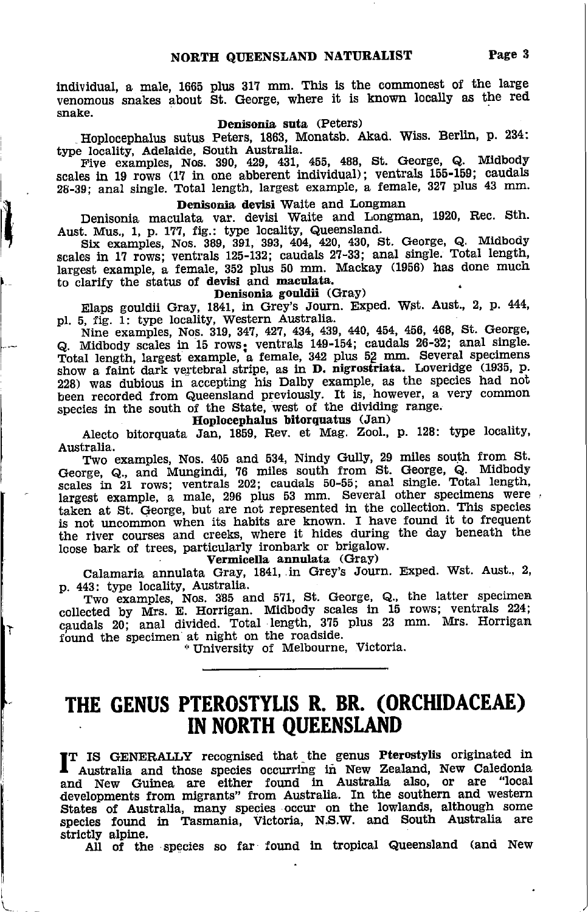individual, a male, 1665 plus 317 mm. This is the commonest of the large venomous snakes about St. George, where it is known locally as the red snake.

**Denisonia suta** (Peters)

Hoplocephalus sutus Peters, 1863, Monatsb. Akad. Wiss. Berlin, p. 234: type locality, Adelaide, South Australia.

Five examples, Nos. 390, 429, 431, 455, 488, St. George, Q. Midbody scales in 19 rows (17 in one abberent individual); ventrals 155-159; caudals 28-39; anal single. Total length, largest example, a female, 327 plus 43 mm.

**Denisonia devisi** Waite and Longman

Denisonia maculata var. devisi Waite and Longman, 1920, Rec. Sth. Aust. Mus., 1, p. 177, fig.: type locality, Queensland.

Six examples, Nos. 389, 391, 393, 404, 420, 430, St. George, Q. Midbody scales in 17 rows; ventrals 125-132; caudals 27-33; anal single. Total length, largest example, a female, 352 plus 50 mm. Mackay (1956) has done much to clarify the status of **devisi** and **maculata.**

**Denisonia gouldii** (Gray)

Elaps gouldii Gray, 1841, in Grey's Journ. Exped. Wst. Aust., 2, p. 444, pl. 5, fig. 1: type locality, Western Australia.

Nine examples, Nos. 319, 347, 427, 434, 439, 440, 454, 456, 468, St. George, Q. Midbody scales in 15 rows; ventrals 149-154; caudals 26-32; anal single. Total length, largest example, a female, 342 plus 52 mm. Several specimens show a faint dark vertebral stripe, as in **D. nigrostriata.** Loveridge (1935, p. 228) was dubious in accepting his Dalby example, as the species had not been recorded from Queensland previously. It is, however, a very common species in the south of the State, west of the dividing range.

**Hoplocephalus bitorquatus** (Jan)

Alecto bitorquata Jan, 1859, Rev. et Mag. Zool., p. 128: type locality, Australia.

Two examples, Nos. 405 and 534, Nindy Gully, 29 miles south from St. George, Q., and Mungindi, 76 miles south from St. George, Q. Midbody scales in 21 rows; ventrals 202; caudals 50-55; anal single. Total length, largest example, a male, 296 plus 53 mm. Several other specimens were taken at St. George, but are not represented in the collection. This species is not uncommon when its habits are known. I have found it to frequent the river courses and creeks, where it hides during the day beneath the loose bark of trees, particularly ironbark or brigalow.

**Vermicella annulata** (Gray)

Calamaria annulata Gray, 1841, in Grey's Journ. Exped. Wst. Aust., 2, p. 443: type locality, Australia.

Two examples, Nos. 385 and 571, St. George, Q., the latter specimen collected by Mrs. E. Horrigan. Midbody scales in 15 rows; ventrals 224; caudals 20; anal divided. Total length, 375 plus 23 mm. Mrs. Horrigan found the specimen at night on the roadside.

\* University of Melbourne, Victoria.

---

# THE GENUS PTEROSTYLIS R. BR. (ORCHIDACEAE) IN NORTH QUEENSLAND

IT IS GENERALLY recognised that the genus **Pterostylis** originated in Australia and those species occurring in New Zealand, New Caledonia and New Guinea are either found in Australia also, or are "local developments from migrants" from Australia. In the southern and western States of Australia, many species occur on the lowlands, although some species found in Tasmania, Victoria, N.S.W. and South Australia are strictly alpine.

All of the species so far found in tropical Queensland (and New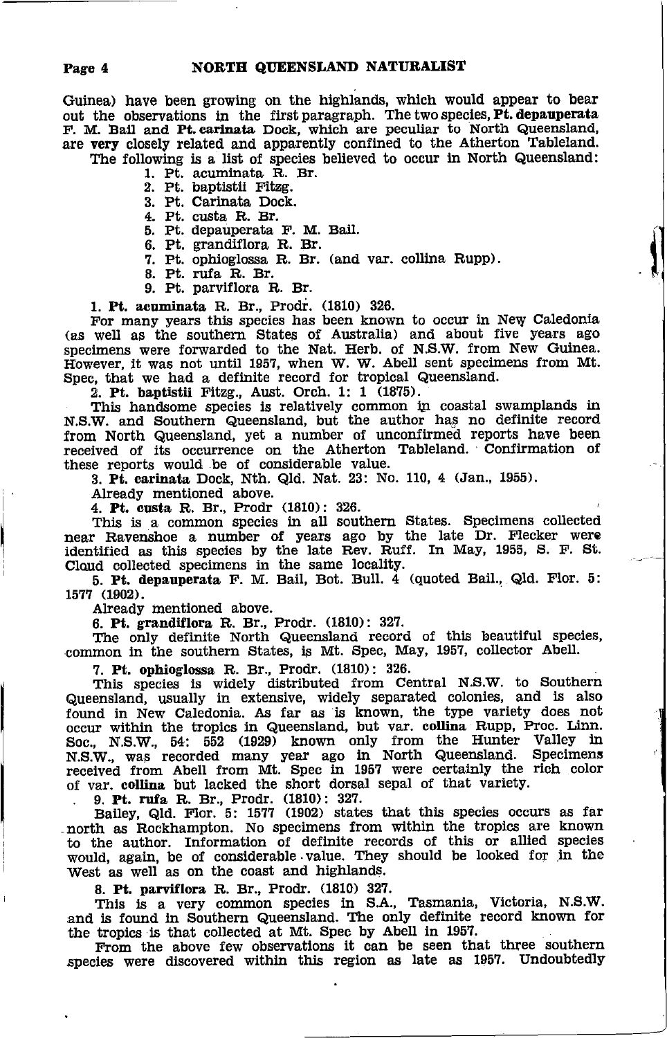Guinea) have been growing on the highlands, which would appear to bear out the observations in the first paragraph. The two species, **Pt. depauperata** F. M. Bail and **Pt. carinata** Dock, which are peculiar to North Queensland, are very closely related and apparently confined to the Atherton Tableland.

The following is a list of species believed to occur in North Queensland:

1. Pt. acuminata R. Br.
2. Pt. baptistii Fitzg.
3. Pt. Carinata Dock.
4. Pt. custa R. Br.
5. Pt. depauperata F. M. Bail.
6. Pt. grandiflora R. Br.
7. Pt. ophioglossa R. Br. (and var. collina Rupp).
8. Pt. rufa R. Br.
9. Pt. parviflora R. Br.

1. **Pt. acuminata** R. Br., Prodr. (1810) 326.

For many years this species has been known to occur in New Caledonia (as well as the southern States of Australia) and about five years ago specimens were forwarded to the Nat. Herb. of N.S.W. from New Guinea. However, it was not until 1957, when W. W. Abell sent specimens from Mt. Spec, that we had a definite record for tropical Queensland.

2. **Pt. baptistii** Fitzg., Aust. Orch. 1: 1 (1875).

This handsome species is relatively common in coastal swamplands in N.S.W. and Southern Queensland, but the author has no definite record from North Queensland, yet a number of unconfirmed reports have been received of its occurrence on the Atherton Tableland. Confirmation of these reports would be of considerable value.

3. **Pt. carinata** Dock, Nth. Qld. Nat. 23: No. 110, 4 (Jan., 1955).

Already mentioned above.

4. **Pt. custa** R. Br., Prodr (1810): 326.

This is a common species in all southern States. Specimens collected near Ravenshoe a number of years ago by the late Dr. Flecker were identified as this species by the late Rev. Ruff. In May, 1955, S. F. St. Cloud collected specimens in the same locality.

5. **Pt. depauperata** F. M. Bail, Bot. Bull. 4 (quoted Bail., Qld. Flor. 5: 1577 (1902).

Already mentioned above.

6. **Pt. grandiflora** R. Br., Prodr. (1810): 327.

The only definite North Queensland record of this beautiful species, common in the southern States, is Mt. Spec, May, 1957, collector Abell.

7. **Pt. ophioglossa** R. Br., Prodr. (1810): 326.

This species is widely distributed from Central N.S.W. to Southern Queensland, usually in extensive, widely separated colonies, and is also found in New Caledonia. As far as is known, the type variety does not occur within the tropics in Queensland, but var. **collina** Rupp, Proc. Linn. Soc., N.S.W., 54: 552 (1929) known only from the Hunter Valley in N.S.W., was recorded many year ago in North Queensland. Specimens received from Abell from Mt. Spec in 1957 were certainly the rich color of var. **collina** but lacked the short dorsal sepal of that variety.

9. **Pt. rufa** R. Br., Prodr. (1810): 327.

Bailey, Qld. Flor. 5: 1577 (1902) states that this species occurs as far north as Rockhampton. No specimens from within the tropics are known to the author. Information of definite records of this or allied species would, again, be of considerable value. They should be looked for in the West as well as on the coast and highlands.

8. **Pt. parviflora** R. Br., Prodr. (1810) 327.

This is a very common species in S.A., Tasmania, Victoria, N.S.W. and is found in Southern Queensland. The only definite record known for the tropics is that collected at Mt. Spec by Abell in 1957.

From the above few observations it can be seen that three southern species were discovered within this region as late as 1957. Undoubtedly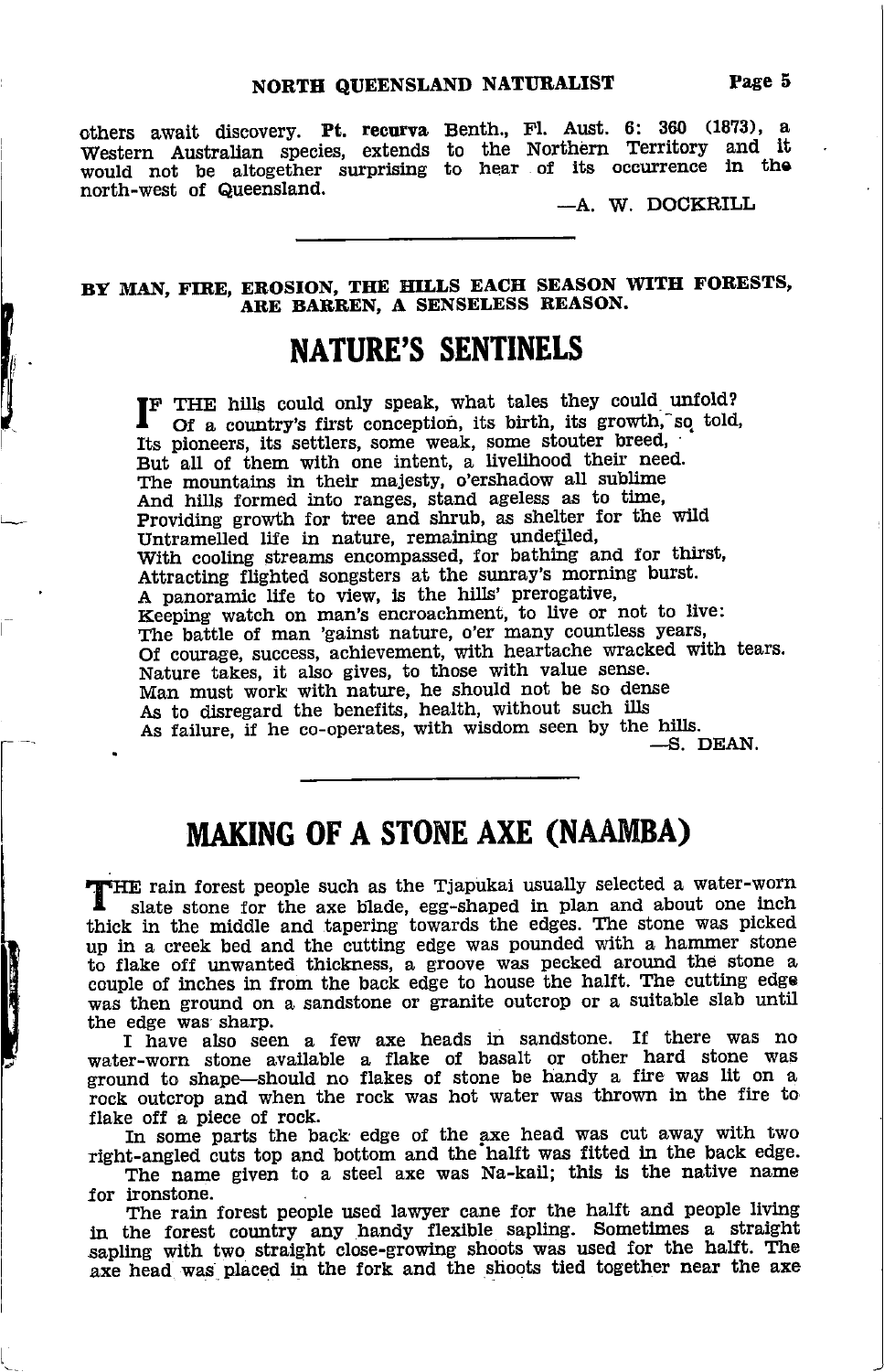others await discovery. **Pt. recurva** Benth., Fl. Aust. 6: 360 (1873), a Western Australian species, extends to the Northern Territory and it would not be altogether surprising to hear of its occurrence in the north-west of Queensland.

—A. W. DOCKRILL

---

**BY MAN, FIRE, EROSION, THE HILLS EACH SEASON WITH FORESTS, ARE BARREN, A SENSELESS REASON.**

# NATURE'S SENTINELS

IF THE hills could only speak, what tales they could unfold?
Of a country's first conception, its birth, its growth, so told,
Its pioneers, its settlers, some weak, some stouter breed,
But all of them with one intent, a livelihood their need.
The mountains in their majesty, o'ershadow all sublime
And hills formed into ranges, stand ageless as to time,
Providing growth for tree and shrub, as shelter for the wild
Untramelled life in nature, remaining undefiled,
With cooling streams encompassed, for bathing and for thirst,
Attracting flighted songsters at the sunray's morning burst.
A panoramic life to view, is the hills' prerogative,
Keeping watch on man's encroachment, to live or not to live:
The battle of man 'gainst nature, o'er many countless years,
Of courage, success, achievement, with heartache wracked with tears.
Nature takes, it also gives, to those with value sense.
Man must work with nature, he should not be so dense
As to disregard the benefits, health, without such ills
As failure, if he co-operates, with wisdom seen by the hills.

—S. DEAN.

---

# MAKING OF A STONE AXE (NAAMBA)

THE rain forest people such as the Tjapukai usually selected a water-worn slate stone for the axe blade, egg-shaped in plan and about one inch thick in the middle and tapering towards the edges. The stone was picked up in a creek bed and the cutting edge was pounded with a hammer stone to flake off unwanted thickness, a groove was pecked around the stone a couple of inches in from the back edge to house the halft. The cutting edge was then ground on a sandstone or granite outcrop or a suitable slab until the edge was sharp.

I have also seen a few axe heads in sandstone. If there was no water-worn stone available a flake of basalt or other hard stone was ground to shape—should no flakes of stone be handy a fire was lit on a rock outcrop and when the rock was hot water was thrown in the fire to flake off a piece of rock.

In some parts the back edge of the axe head was cut away with two right-angled cuts top and bottom and the halft was fitted in the back edge.

The name given to a steel axe was Na-kail; this is the native name for ironstone.

The rain forest people used lawyer cane for the halft and people living in the forest country any handy flexible sapling. Sometimes a straight sapling with two straight close-growing shoots was used for the halft. The axe head was placed in the fork and the shoots tied together near the axe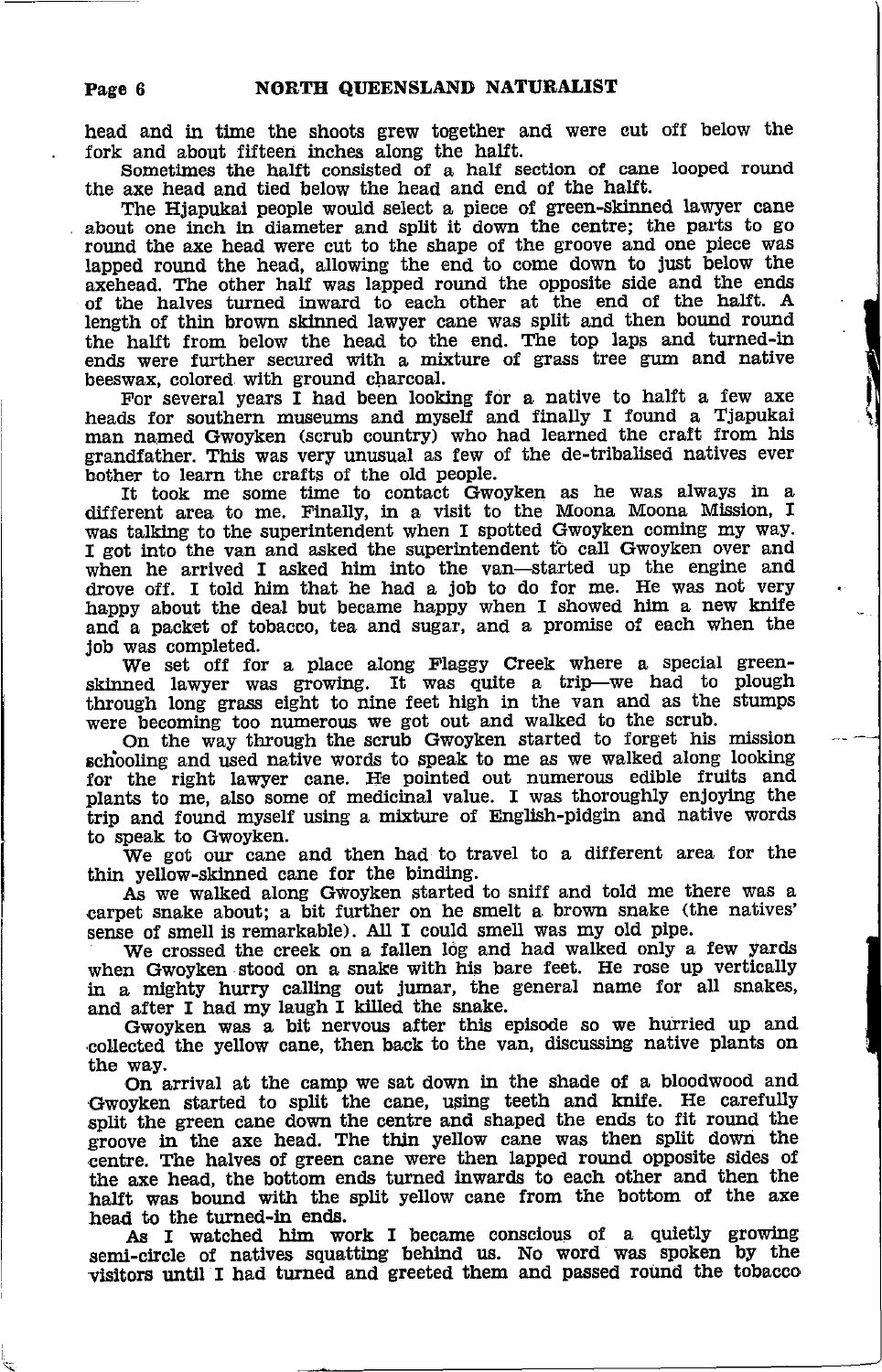head and in time the shoots grew together and were cut off below the fork and about fifteen inches along the halft.

Sometimes the halft consisted of a half section of cane looped round the axe head and tied below the head and end of the halft.

The Hjapukai people would select a piece of green-skinned lawyer cane about one inch in diameter and split it down the centre; the parts to go round the axe head were cut to the shape of the groove and one piece was lapped round the head, allowing the end to come down to just below the axehead. The other half was lapped round the opposite side and the ends of the halves turned inward to each other at the end of the halft. A length of thin brown skinned lawyer cane was split and then bound round the halft from below the head to the end. The top laps and turned-in ends were further secured with a mixture of grass tree gum and native beeswax, colored with ground charcoal.

For several years I had been looking for a native to halft a few axe heads for southern museums and myself and finally I found a Tjapukai man named Gwoyken (scrub country) who had learned the craft from his grandfather. This was very unusual as few of the de-tribalised natives ever bother to learn the crafts of the old people.

It took me some time to contact Gwoyken as he was always in a different area to me. Finally, in a visit to the Moona Moona Mission, I was talking to the superintendent when I spotted Gwoyken coming my way. I got into the van and asked the superintendent to call Gwoyken over and when he arrived I asked him into the van—started up the engine and drove off. I told him that he had a job to do for me. He was not very happy about the deal but became happy when I showed him a new knife and a packet of tobacco, tea and sugar, and a promise of each when the job was completed.

We set off for a place along Flaggy Creek where a special green-skinned lawyer was growing. It was quite a trip—we had to plough through long grass eight to nine feet high in the van and as the stumps were becoming too numerous we got out and walked to the scrub.

On the way through the scrub Gwoyken started to forget his mission schooling and used native words to speak to me as we walked along looking for the right lawyer cane. He pointed out numerous edible fruits and plants to me, also some of medicinal value. I was thoroughly enjoying the trip and found myself using a mixture of English-pidgin and native words to speak to Gwoyken.

We got our cane and then had to travel to a different area for the thin yellow-skinned cane for the binding.

As we walked along Gwoyken started to sniff and told me there was a carpet snake about; a bit further on he smelt a brown snake (the natives' sense of smell is remarkable). All I could smell was my old pipe.

We crossed the creek on a fallen log and had walked only a few yards when Gwoyken stood on a snake with his bare feet. He rose up vertically in a mighty hurry calling out jumar, the general name for all snakes, and after I had my laugh I killed the snake.

Gwoyken was a bit nervous after this episode so we hurried up and collected the yellow cane, then back to the van, discussing native plants on the way.

On arrival at the camp we sat down in the shade of a bloodwood and Gwoyken started to split the cane, using teeth and knife. He carefully split the green cane down the centre and shaped the ends to fit round the groove in the axe head. The thin yellow cane was then split down the centre. The halves of green cane were then lapped round opposite sides of the axe head, the bottom ends turned inwards to each other and then the halft was bound with the split yellow cane from the bottom of the axe head to the turned-in ends.

As I watched him work I became conscious of a quietly growing semi-circle of natives squatting behind us. No word was spoken by the visitors until I had turned and greeted them and passed round the tobacco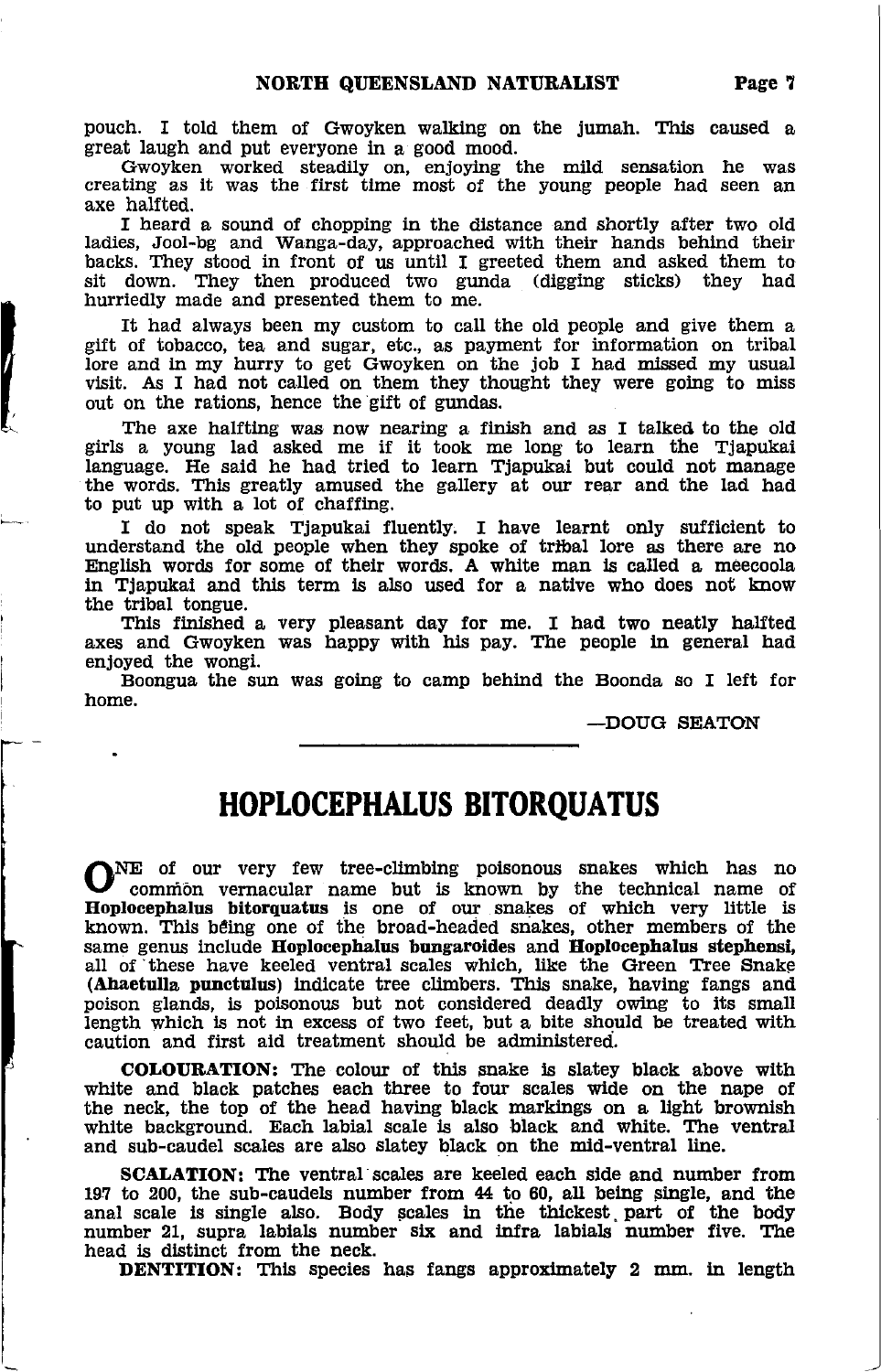pouch. I told them of Gwoyken walking on the jumah. This caused a great laugh and put everyone in a good mood.

Gwoyken worked steadily on, enjoying the mild sensation he was creating as it was the first time most of the young people had seen an axe halfted.

I heard a sound of chopping in the distance and shortly after two old ladies, Jool-bg and Wanga-day, approached with their hands behind their backs. They stood in front of us until I greeted them and asked them to sit down. They then produced two gunda (digging sticks) they had hurriedly made and presented them to me.

It had always been my custom to call the old people and give them a gift of tobacco, tea and sugar, etc., as payment for information on tribal lore and in my hurry to get Gwoyken on the job I had missed my usual visit. As I had not called on them they thought they were going to miss out on the rations, hence the gift of gundas.

The axe halfting was now nearing a finish and as I talked to the old girls a young lad asked me if it took me long to learn the Tjapukai language. He said he had tried to learn Tjapukai but could not manage the words. This greatly amused the gallery at our rear and the lad had to put up with a lot of chaffing.

I do not speak Tjapukai fluently. I have learnt only sufficient to understand the old people when they spoke of tribal lore as there are no English words for some of their words. A white man is called a meecoola in Tjapukai and this term is also used for a native who does not know the tribal tongue.

This finished a very pleasant day for me. I had two neatly halfted axes and Gwoyken was happy with his pay. The people in general had enjoyed the wongi.

Boongua the sun was going to camp behind the Boonda so I left for home.

—DOUG SEATON

---

# HOPLOCEPHALUS BITORQUATUS

ONE of our very few tree-climbing poisonous snakes which has no common vernacular name but is known by the technical name of **Hoplocephalus bitorquatus** is one of our snakes of which very little is known. This being one of the broad-headed snakes, other members of the same genus include **Hoplocephalus bungaroides** and **Hoplocephalus stephensi,** all of these have keeled ventral scales which, like the Green Tree Snake **(Ahaetulla punctulus)** indicate tree climbers. This snake, having fangs and poison glands, is poisonous but not considered deadly owing to its small length which is not in excess of two feet, but a bite should be treated with caution and first aid treatment should be administered.

**COLOURATION:** The colour of this snake is slatey black above with white and black patches each three to four scales wide on the nape of the neck, the top of the head having black markings on a light brownish white background. Each labial scale is also black and white. The ventral and sub-caudel scales are also slatey black on the mid-ventral line.

**SCALATION:** The ventral scales are keeled each side and number from 197 to 200, the sub-caudels number from 44 to 60, all being single, and the anal scale is single also. Body scales in the thickest part of the body number 21, supra labials number six and infra labials number five. The head is distinct from the neck.

**DENTITION:** This species has fangs approximately 2 mm. in length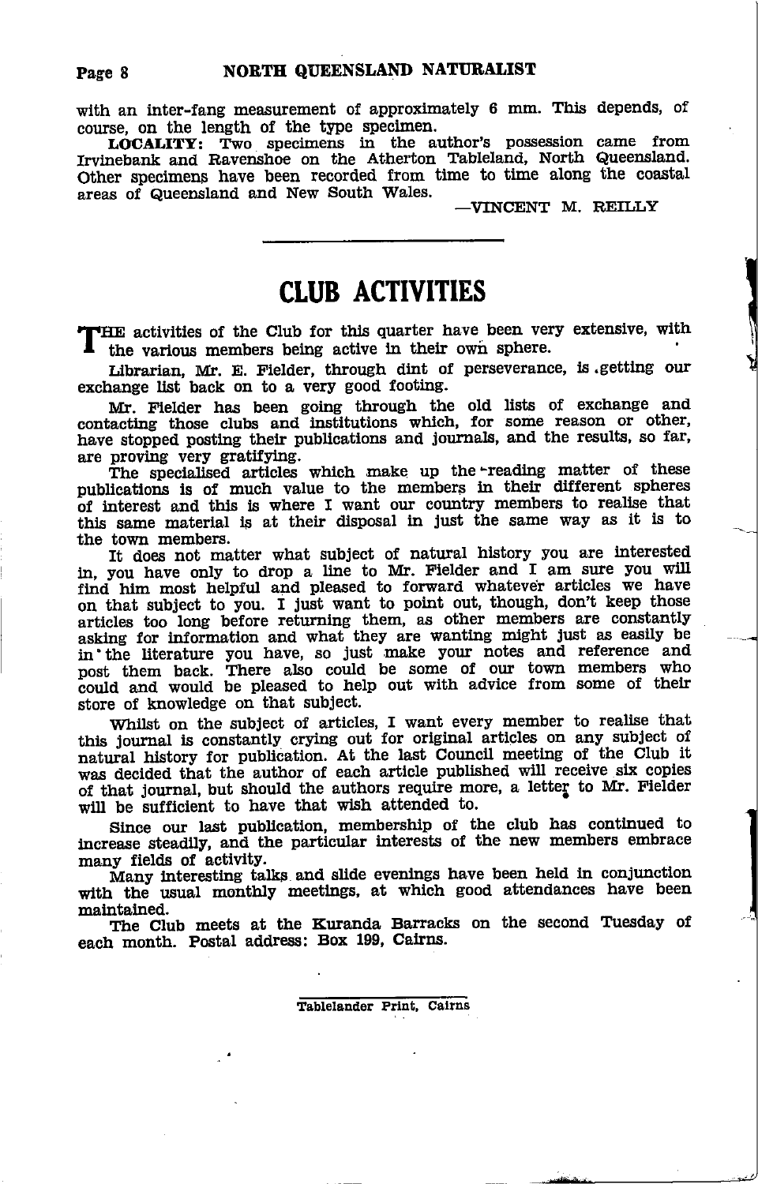with an inter-fang measurement of approximately 6 mm. This depends, of course, on the length of the type specimen.

**LOCALITY:** Two specimens in the author's possession came from Irvinebank and Ravenshoe on the Atherton Tableland, North Queensland. Other specimens have been recorded from time to time along the coastal areas of Queensland and New South Wales.

—VINCENT M. REILLY

---

# CLUB ACTIVITIES

THE activities of the Club for this quarter have been very extensive, with the various members being active in their own sphere.

Librarian, Mr. E. Fielder, through dint of perseverance, is getting our exchange list back on to a very good footing.

Mr. Fielder has been going through the old lists of exchange and contacting those clubs and institutions which, for some reason or other, have stopped posting their publications and journals, and the results, so far, are proving very gratifying.

The specialised articles which make up the reading matter of these publications is of much value to the members in their different spheres of interest and this is where I want our country members to realise that this same material is at their disposal in just the same way as it is to the town members.

It does not matter what subject of natural history you are interested in, you have only to drop a line to Mr. Fielder and I am sure you will find him most helpful and pleased to forward whatever articles we have on that subject to you. I just want to point out, though, don't keep those articles too long before returning them, as other members are constantly asking for information and what they are wanting might just as easily be in the literature you have, so just make your notes and reference and post them back. There also could be some of our town members who could and would be pleased to help out with advice from some of their store of knowledge on that subject.

Whilst on the subject of articles, I want every member to realise that this journal is constantly crying out for original articles on any subject of natural history for publication. At the last Council meeting of the Club it was decided that the author of each article published will receive six copies of that journal, but should the authors require more, a letter to Mr. Fielder will be sufficient to have that wish attended to.

Since our last publication, membership of the club has continued to increase steadily, and the particular interests of the new members embrace many fields of activity.

Many interesting talks and slide evenings have been held in conjunction with the usual monthly meetings, at which good attendances have been maintained.

The Club meets at the Kuranda Barracks on the second Tuesday of each month. Postal address: Box 199, Cairns.

---

Tablelander Print, Cairns